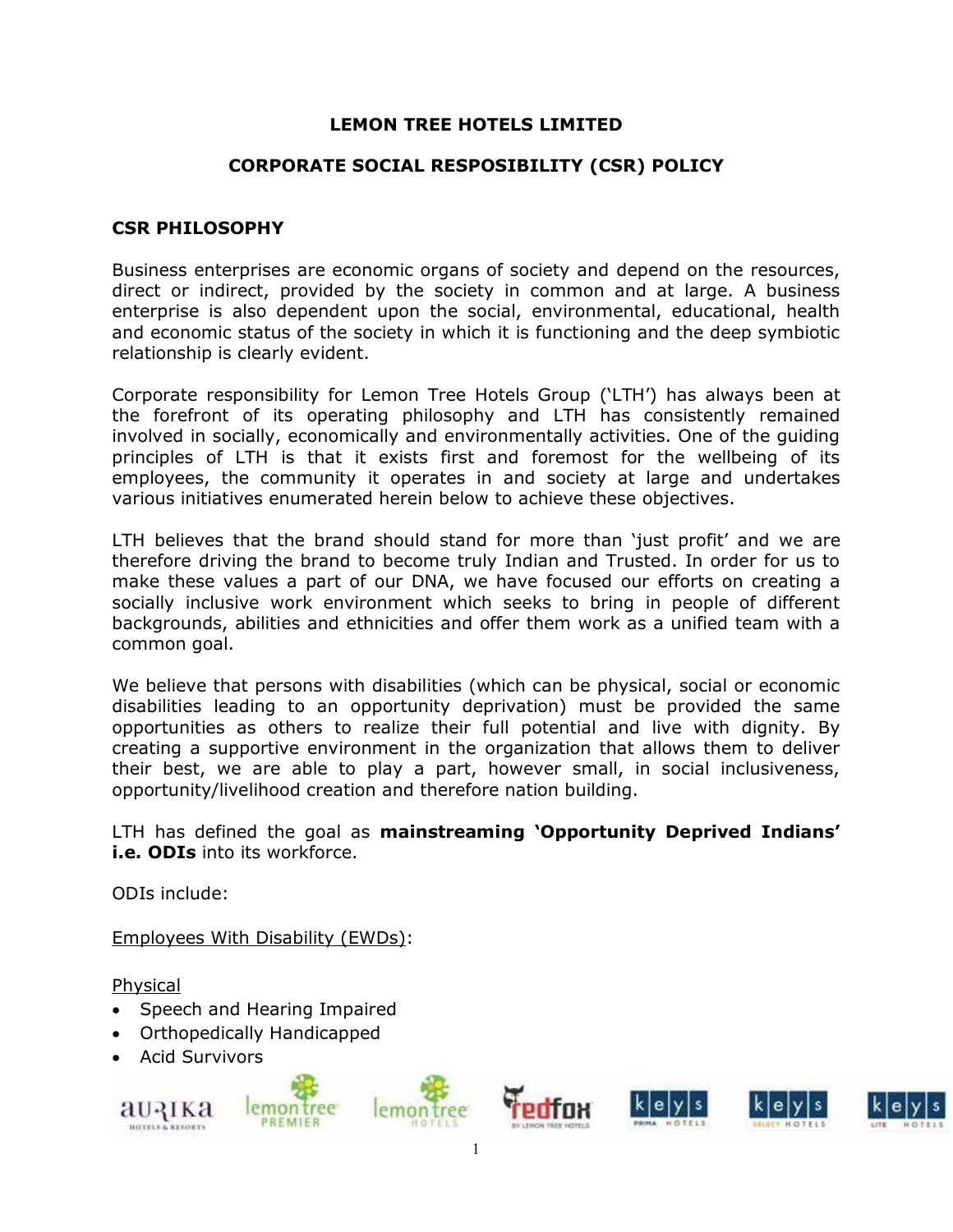# LEMON TREE HOTELS LIMITED

## CORPORATE SOCIAL RESPOSIBILITY (CSR) POLICY

### CSR PHILOSOPHY

Business enterprises are economic organs of society and depend on the resources, direct or indirect, provided by the society in common and at large. A business enterprise is also dependent upon the social, environmental, educational, health and economic status of the society in which it is functioning and the deep symbiotic relationship is clearly evident.

Corporate responsibility for Lemon Tree Hotels Group ('LTH') has always been at the forefront of its operating philosophy and LTH has consistently remained involved in socially, economically and environmentally activities. One of the guiding principles of LTH is that it exists first and foremost for the wellbeing of its employees, the community it operates in and society at large and undertakes various initiatives enumerated herein below to achieve these objectives.

LTH believes that the brand should stand for more than 'just profit' and we are therefore driving the brand to become truly Indian and Trusted. In order for us to make these values a part of our DNA, we have focused our efforts on creating a socially inclusive work environment which seeks to bring in people of different backgrounds, abilities and ethnicities and offer them work as a unified team with a common goal.

We believe that persons with disabilities (which can be physical, social or economic disabilities leading to an opportunity deprivation) must be provided the same opportunities as others to realize their full potential and live with dignity. By creating a supportive environment in the organization that allows them to deliver their best, we are able to play a part, however small, in social inclusiveness, opportunity/livelihood creation and therefore nation building.

LTH has defined the goal as **mainstreaming 'Opportunity Deprived Indians' i.e. ODIs** into its workforce.

ODIs include:

<u>Employees With Disability (EWDs)</u>:

<u>Physical</u>

- Speech and Hearing Impaired
- Orthopedically Handicapped
- Acid Survivors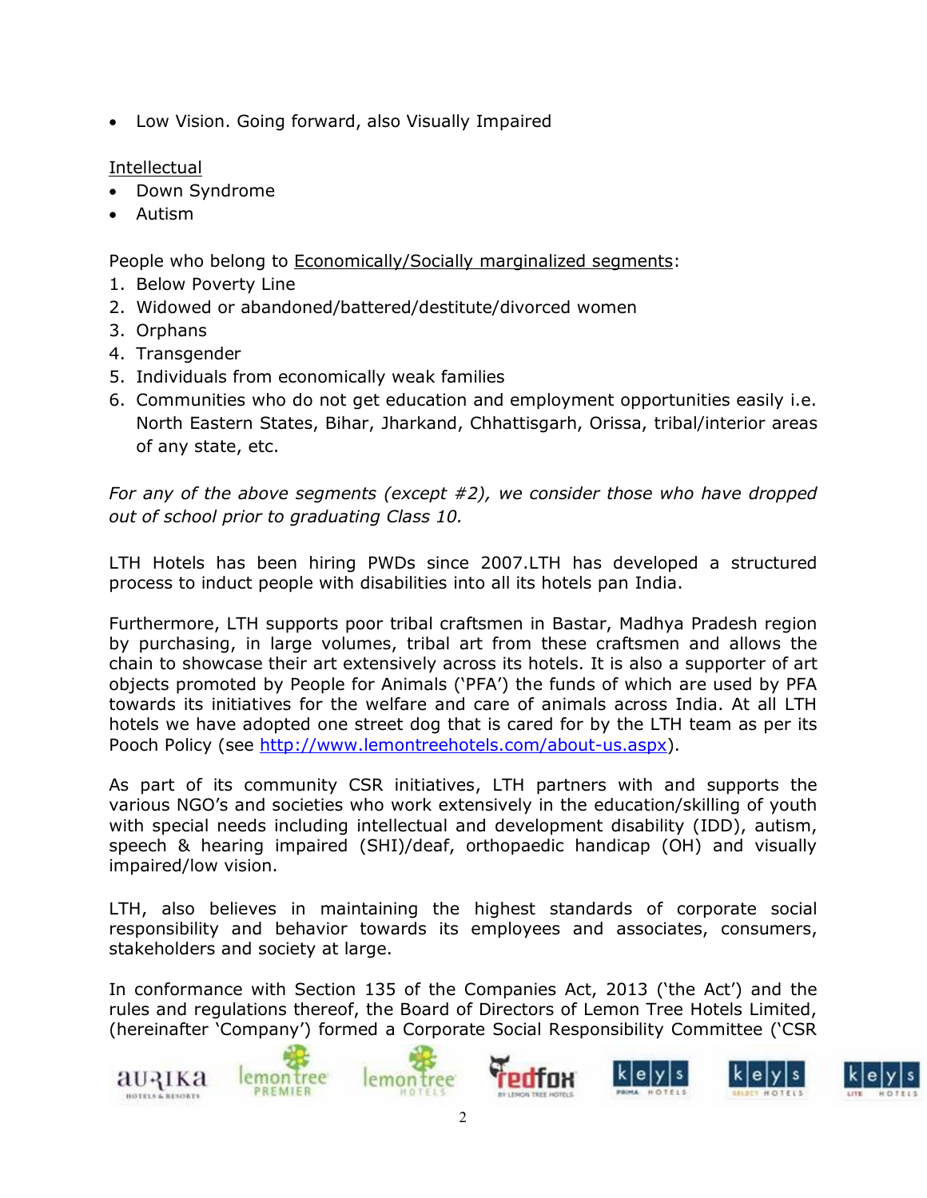- Low Vision. Going forward, also Visually Impaired

Intellectual

- Down Syndrome
- Autism

People who belong to Economically/Socially marginalized segments:

1. Below Poverty Line
2. Widowed or abandoned/battered/destitute/divorced women
3. Orphans
4. Transgender
5. Individuals from economically weak families
6. Communities who do not get education and employment opportunities easily i.e. North Eastern States, Bihar, Jharkand, Chhattisgarh, Orissa, tribal/interior areas of any state, etc.

*For any of the above segments (except #2), we consider those who have dropped out of school prior to graduating Class 10.*

LTH Hotels has been hiring PWDs since 2007.LTH has developed a structured process to induct people with disabilities into all its hotels pan India.

Furthermore, LTH supports poor tribal craftsmen in Bastar, Madhya Pradesh region by purchasing, in large volumes, tribal art from these craftsmen and allows the chain to showcase their art extensively across its hotels. It is also a supporter of art objects promoted by People for Animals ('PFA') the funds of which are used by PFA towards its initiatives for the welfare and care of animals across India. At all LTH hotels we have adopted one street dog that is cared for by the LTH team as per its Pooch Policy (see http://www.lemontreehotels.com/about-us.aspx).

As part of its community CSR initiatives, LTH partners with and supports the various NGO's and societies who work extensively in the education/skilling of youth with special needs including intellectual and development disability (IDD), autism, speech & hearing impaired (SHI)/deaf, orthopaedic handicap (OH) and visually impaired/low vision.

LTH, also believes in maintaining the highest standards of corporate social responsibility and behavior towards its employees and associates, consumers, stakeholders and society at large.

In conformance with Section 135 of the Companies Act, 2013 ('the Act') and the rules and regulations thereof, the Board of Directors of Lemon Tree Hotels Limited, (hereinafter 'Company') formed a Corporate Social Responsibility Committee ('CSR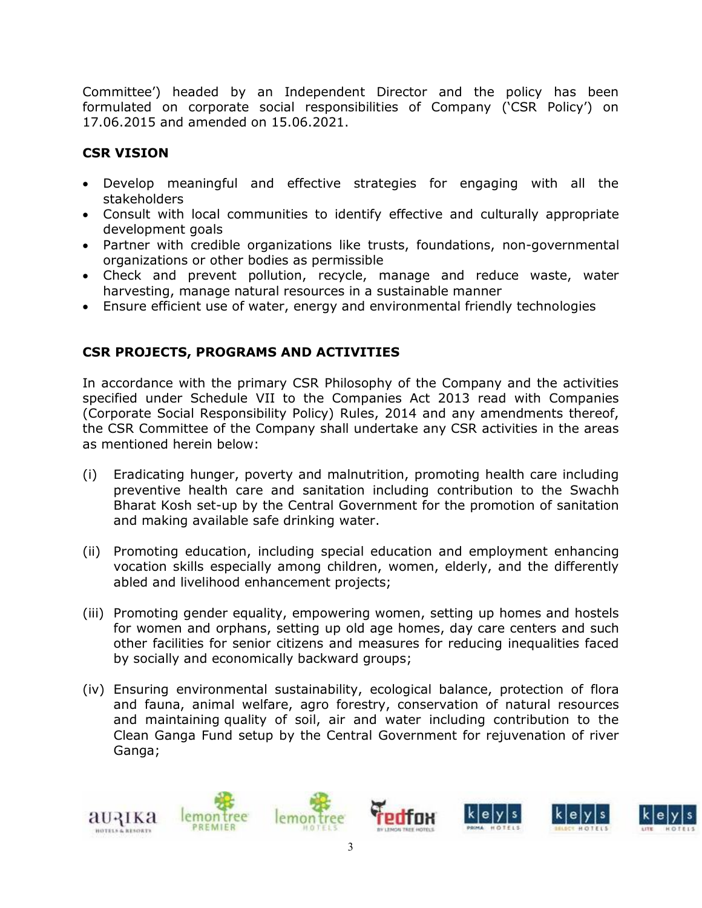Committee') headed by an Independent Director and the policy has been formulated on corporate social responsibilities of Company ('CSR Policy') on 17.06.2015 and amended on 15.06.2021.

## CSR VISION

- Develop meaningful and effective strategies for engaging with all the stakeholders
- Consult with local communities to identify effective and culturally appropriate development goals
- Partner with credible organizations like trusts, foundations, non-governmental organizations or other bodies as permissible
- Check and prevent pollution, recycle, manage and reduce waste, water harvesting, manage natural resources in a sustainable manner
- Ensure efficient use of water, energy and environmental friendly technologies

## CSR PROJECTS, PROGRAMS AND ACTIVITIES

In accordance with the primary CSR Philosophy of the Company and the activities specified under Schedule VII to the Companies Act 2013 read with Companies (Corporate Social Responsibility Policy) Rules, 2014 and any amendments thereof, the CSR Committee of the Company shall undertake any CSR activities in the areas as mentioned herein below:

(i) Eradicating hunger, poverty and malnutrition, promoting health care including preventive health care and sanitation including contribution to the Swachh Bharat Kosh set-up by the Central Government for the promotion of sanitation and making available safe drinking water.

(ii) Promoting education, including special education and employment enhancing vocation skills especially among children, women, elderly, and the differently abled and livelihood enhancement projects;

(iii) Promoting gender equality, empowering women, setting up homes and hostels for women and orphans, setting up old age homes, day care centers and such other facilities for senior citizens and measures for reducing inequalities faced by socially and economically backward groups;

(iv) Ensuring environmental sustainability, ecological balance, protection of flora and fauna, animal welfare, agro forestry, conservation of natural resources and maintaining quality of soil, air and water including contribution to the Clean Ganga Fund setup by the Central Government for rejuvenation of river Ganga;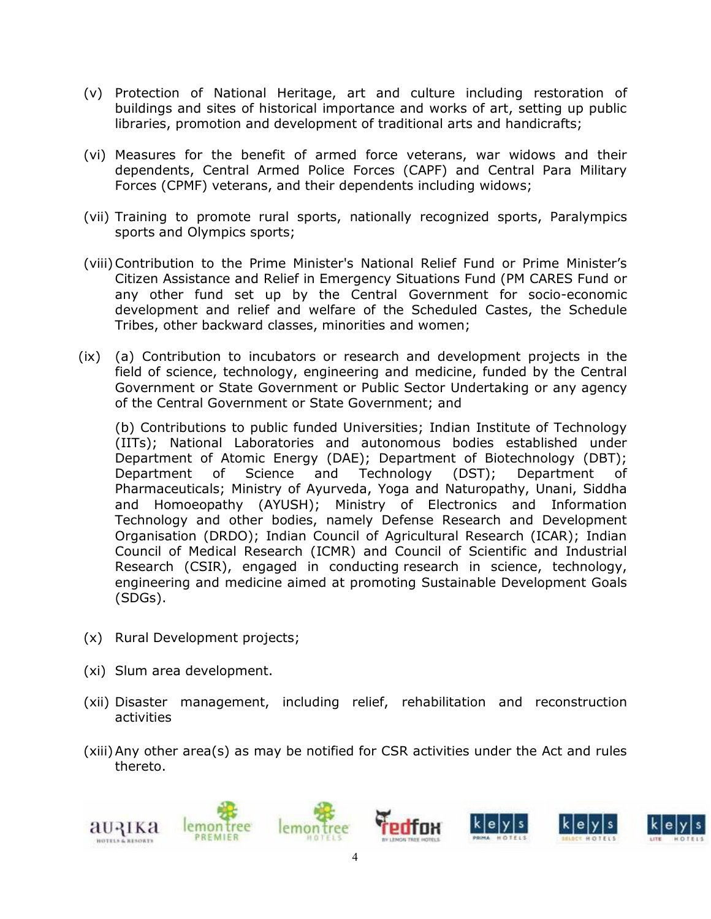(v) Protection of National Heritage, art and culture including restoration of buildings and sites of historical importance and works of art, setting up public libraries, promotion and development of traditional arts and handicrafts;

(vi) Measures for the benefit of armed force veterans, war widows and their dependents, Central Armed Police Forces (CAPF) and Central Para Military Forces (CPMF) veterans, and their dependents including widows;

(vii) Training to promote rural sports, nationally recognized sports, Paralympics sports and Olympics sports;

(viii) Contribution to the Prime Minister's National Relief Fund or Prime Minister's Citizen Assistance and Relief in Emergency Situations Fund (PM CARES Fund or any other fund set up by the Central Government for socio-economic development and relief and welfare of the Scheduled Castes, the Schedule Tribes, other backward classes, minorities and women;

(ix) (a) Contribution to incubators or research and development projects in the field of science, technology, engineering and medicine, funded by the Central Government or State Government or Public Sector Undertaking or any agency of the Central Government or State Government; and

(b) Contributions to public funded Universities; Indian Institute of Technology (IITs); National Laboratories and autonomous bodies established under Department of Atomic Energy (DAE); Department of Biotechnology (DBT); Department of Science and Technology (DST); Department of Pharmaceuticals; Ministry of Ayurveda, Yoga and Naturopathy, Unani, Siddha and Homoeopathy (AYUSH); Ministry of Electronics and Information Technology and other bodies, namely Defense Research and Development Organisation (DRDO); Indian Council of Agricultural Research (ICAR); Indian Council of Medical Research (ICMR) and Council of Scientific and Industrial Research (CSIR), engaged in conducting research in science, technology, engineering and medicine aimed at promoting Sustainable Development Goals (SDGs).

(x) Rural Development projects;

(xi) Slum area development.

(xii) Disaster management, including relief, rehabilitation and reconstruction activities

(xiii) Any other area(s) as may be notified for CSR activities under the Act and rules thereto.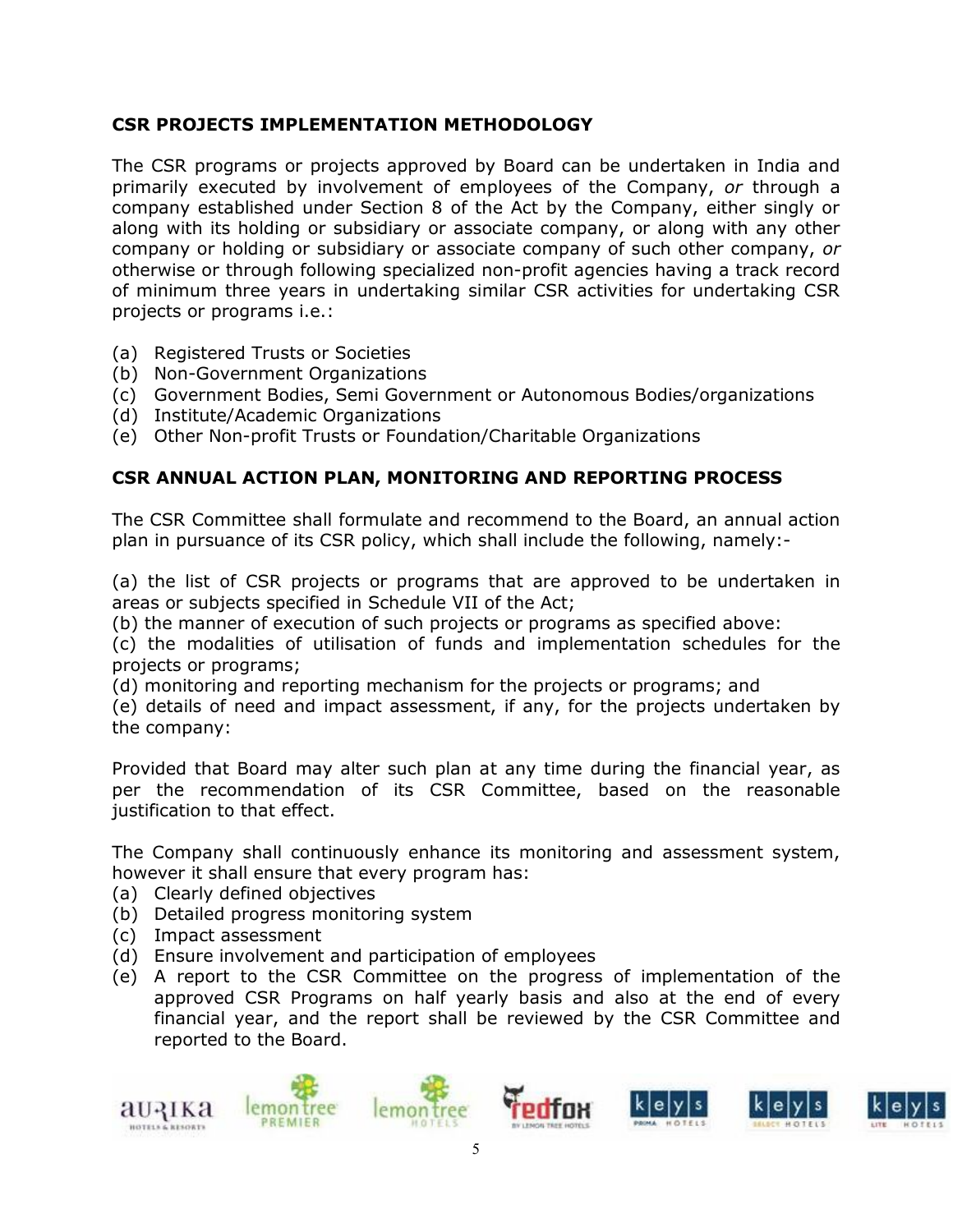## CSR PROJECTS IMPLEMENTATION METHODOLOGY

The CSR programs or projects approved by Board can be undertaken in India and primarily executed by involvement of employees of the Company, *or* through a company established under Section 8 of the Act by the Company, either singly or along with its holding or subsidiary or associate company, or along with any other company or holding or subsidiary or associate company of such other company, *or* otherwise or through following specialized non-profit agencies having a track record of minimum three years in undertaking similar CSR activities for undertaking CSR projects or programs i.e.:

(a) Registered Trusts or Societies
(b) Non-Government Organizations
(c) Government Bodies, Semi Government or Autonomous Bodies/organizations
(d) Institute/Academic Organizations
(e) Other Non-profit Trusts or Foundation/Charitable Organizations

## CSR ANNUAL ACTION PLAN, MONITORING AND REPORTING PROCESS

The CSR Committee shall formulate and recommend to the Board, an annual action plan in pursuance of its CSR policy, which shall include the following, namely:-

(a) the list of CSR projects or programs that are approved to be undertaken in areas or subjects specified in Schedule VII of the Act;
(b) the manner of execution of such projects or programs as specified above:
(c) the modalities of utilisation of funds and implementation schedules for the projects or programs;
(d) monitoring and reporting mechanism for the projects or programs; and
(e) details of need and impact assessment, if any, for the projects undertaken by the company:

Provided that Board may alter such plan at any time during the financial year, as per the recommendation of its CSR Committee, based on the reasonable justification to that effect.

The Company shall continuously enhance its monitoring and assessment system, however it shall ensure that every program has:
(a) Clearly defined objectives
(b) Detailed progress monitoring system
(c) Impact assessment
(d) Ensure involvement and participation of employees
(e) A report to the CSR Committee on the progress of implementation of the approved CSR Programs on half yearly basis and also at the end of every financial year, and the report shall be reviewed by the CSR Committee and reported to the Board.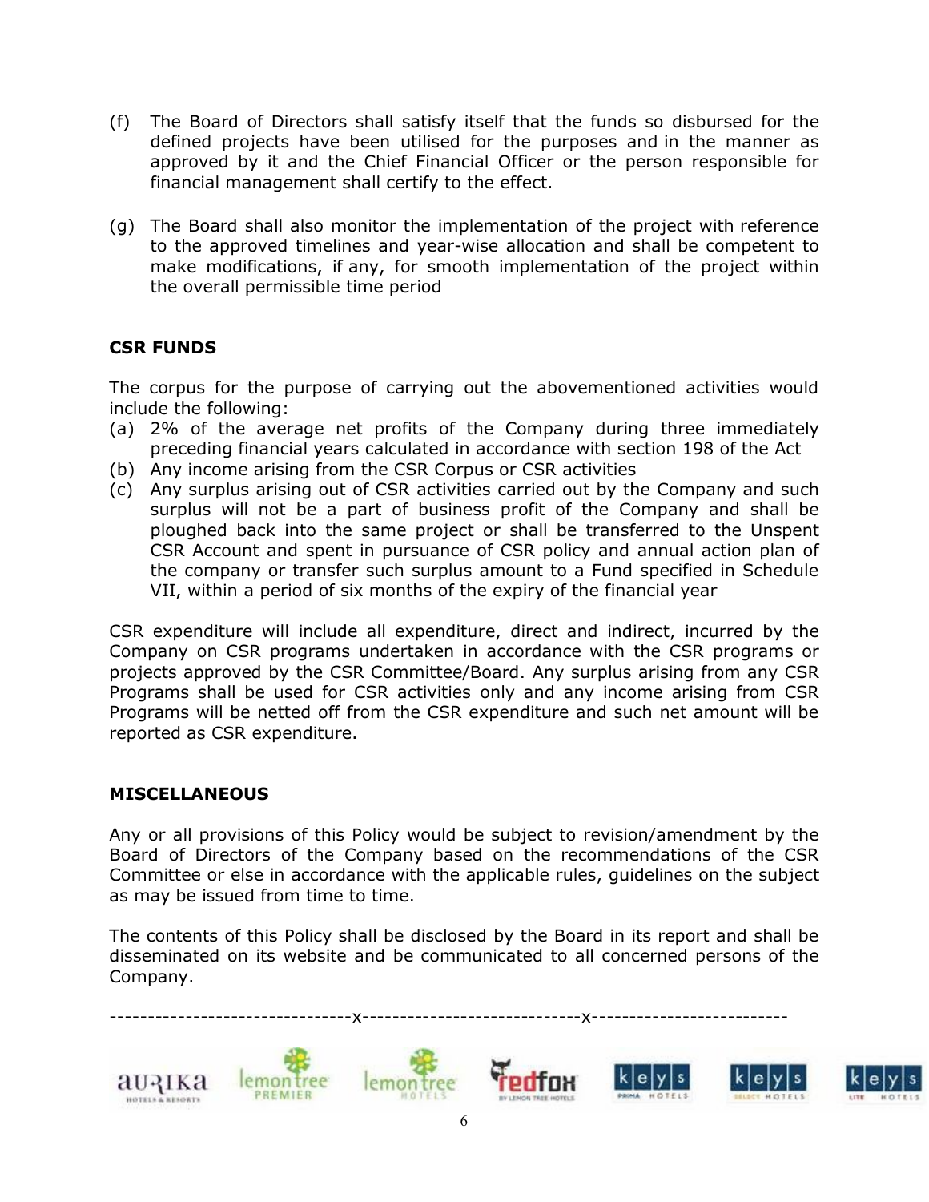(f) The Board of Directors shall satisfy itself that the funds so disbursed for the defined projects have been utilised for the purposes and in the manner as approved by it and the Chief Financial Officer or the person responsible for financial management shall certify to the effect.

(g) The Board shall also monitor the implementation of the project with reference to the approved timelines and year-wise allocation and shall be competent to make modifications, if any, for smooth implementation of the project within the overall permissible time period

**CSR FUNDS**

The corpus for the purpose of carrying out the abovementioned activities would include the following:

(a) 2% of the average net profits of the Company during three immediately preceding financial years calculated in accordance with section 198 of the Act
(b) Any income arising from the CSR Corpus or CSR activities
(c) Any surplus arising out of CSR activities carried out by the Company and such surplus will not be a part of business profit of the Company and shall be ploughed back into the same project or shall be transferred to the Unspent CSR Account and spent in pursuance of CSR policy and annual action plan of the company or transfer such surplus amount to a Fund specified in Schedule VII, within a period of six months of the expiry of the financial year

CSR expenditure will include all expenditure, direct and indirect, incurred by the Company on CSR programs undertaken in accordance with the CSR programs or projects approved by the CSR Committee/Board. Any surplus arising from any CSR Programs shall be used for CSR activities only and any income arising from CSR Programs will be netted off from the CSR expenditure and such net amount will be reported as CSR expenditure.

**MISCELLANEOUS**

Any or all provisions of this Policy would be subject to revision/amendment by the Board of Directors of the Company based on the recommendations of the CSR Committee or else in accordance with the applicable rules, guidelines on the subject as may be issued from time to time.

The contents of this Policy shall be disclosed by the Board in its report and shall be disseminated on its website and be communicated to all concerned persons of the Company.

--------------------------------x-----------------------------x--------------------------